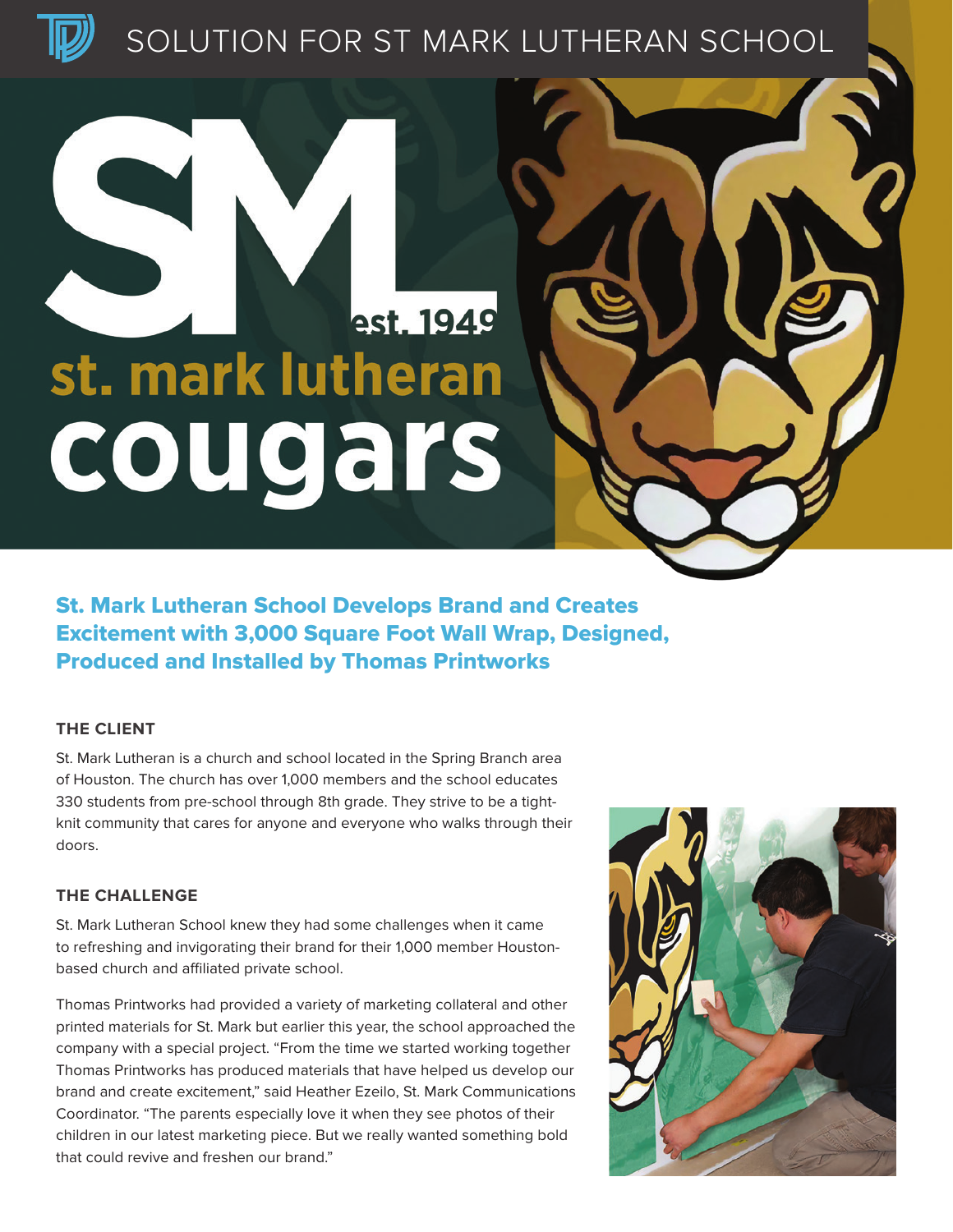# SOLUTION FOR ST MARK LUTHERAN SCHOOL

SM est. 1949

st. mark lutheran

cougars

## St. Mark Lutheran School Develops Brand and Creates Excitement with 3,000 Square Foot Wall Wrap, Designed, Produced and Installed by Thomas Printworks

### THE CLIENT

St. Mark Lutheran is a church and school located in the Spring Branch area of Houston. The church has over 1,000 members and the school educates 330 students from pre-school through 8th grade. They strive to be a tight-knit community that cares for anyone and everyone who walks through their doors.

### THE CHALLENGE

St. Mark Lutheran School knew they had some challenges when it came to refreshing and invigorating their brand for their 1,000 member Houston-based church and affiliated private school.

Thomas Printworks had provided a variety of marketing collateral and other printed materials for St. Mark but earlier this year, the school approached the company with a special project. "From the time we started working together Thomas Printworks has produced materials that have helped us develop our brand and create excitement," said Heather Ezeilo, St. Mark Communications Coordinator. "The parents especially love it when they see photos of their children in our latest marketing piece. But we really wanted something bold that could revive and freshen our brand."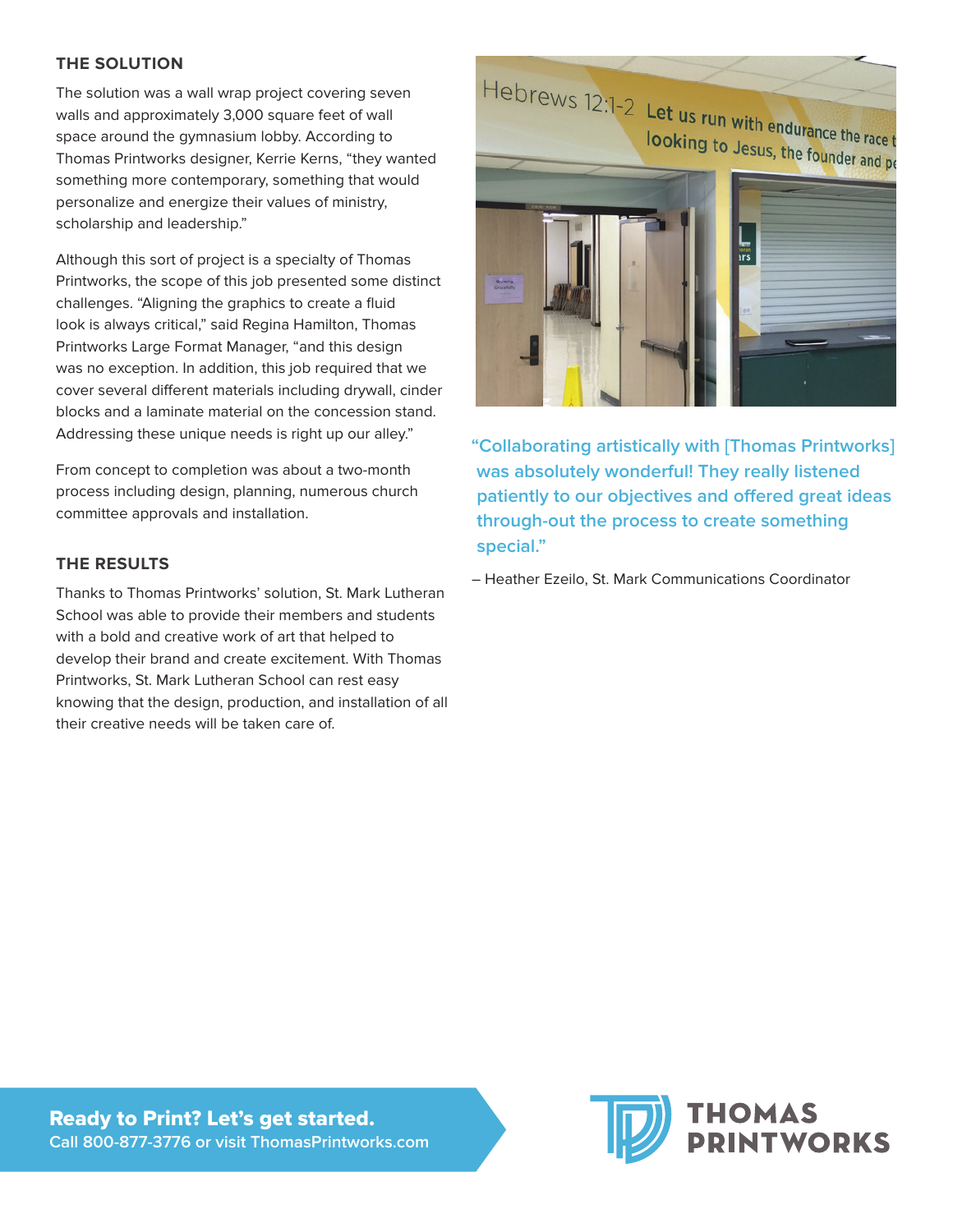## THE SOLUTION

The solution was a wall wrap project covering seven walls and approximately 3,000 square feet of wall space around the gymnasium lobby. According to Thomas Printworks designer, Kerrie Kerns, “they wanted something more contemporary, something that would personalize and energize their values of ministry, scholarship and leadership.”

Although this sort of project is a specialty of Thomas Printworks, the scope of this job presented some distinct challenges. “Aligning the graphics to create a fluid look is always critical,” said Regina Hamilton, Thomas Printworks Large Format Manager, “and this design was no exception. In addition, this job required that we cover several different materials including drywall, cinder blocks and a laminate material on the concession stand. Addressing these unique needs is right up our alley.”

From concept to completion was about a two-month process including design, planning, numerous church committee approvals and installation.

## THE RESULTS

Thanks to Thomas Printworks’ solution, St. Mark Lutheran School was able to provide their members and students with a bold and creative work of art that helped to develop their brand and create excitement. With Thomas Printworks, St. Mark Lutheran School can rest easy knowing that the design, production, and installation of all their creative needs will be taken care of.

**“Collaborating artistically with [Thomas Printworks] was absolutely wonderful! They really listened patiently to our objectives and offered great ideas through-out the process to create something special.”**

– Heather Ezeilo, St. Mark Communications Coordinator

**Ready to Print? Let’s get started.**
**Call 800-877-3776 or visit ThomasPrintworks.com**

THOMAS PRINTWORKS